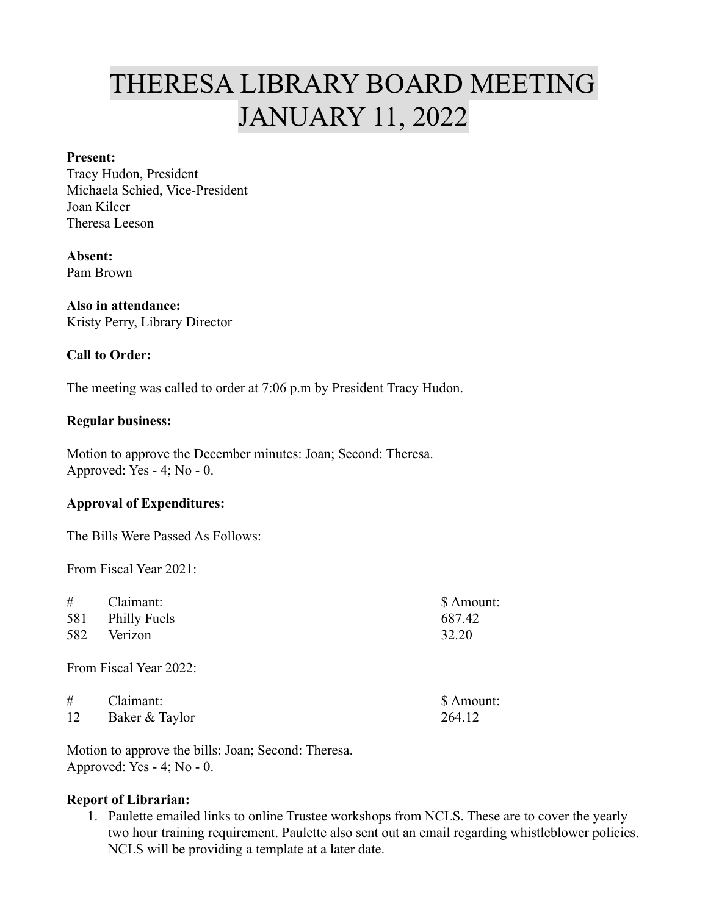# THERESA LIBRARY BOARD MEETING JANUARY 11, 2022

**Present:**
Tracy Hudon, President
Michaela Schied, Vice-President
Joan Kilcer
Theresa Leeson

**Absent:**
Pam Brown

**Also in attendance:**
Kristy Perry, Library Director

**Call to Order:**

The meeting was called to order at 7:06 p.m by President Tracy Hudon.

**Regular business:**

Motion to approve the December minutes: Joan; Second: Theresa.
Approved: Yes - 4; No - 0.

**Approval of Expenditures:**

The Bills Were Passed As Follows:

From Fiscal Year 2021:

| # | Claimant: | $ Amount: |
|---|---|---|
| 581 | Philly Fuels | 687.42 |
| 582 | Verizon | 32.20 |

From Fiscal Year 2022:

| # | Claimant: | $ Amount: |
|---|---|---|
| 12 | Baker & Taylor | 264.12 |

Motion to approve the bills: Joan; Second: Theresa.
Approved: Yes - 4; No - 0.

**Report of Librarian:**

1. Paulette emailed links to online Trustee workshops from NCLS. These are to cover the yearly two hour training requirement. Paulette also sent out an email regarding whistleblower policies. NCLS will be providing a template at a later date.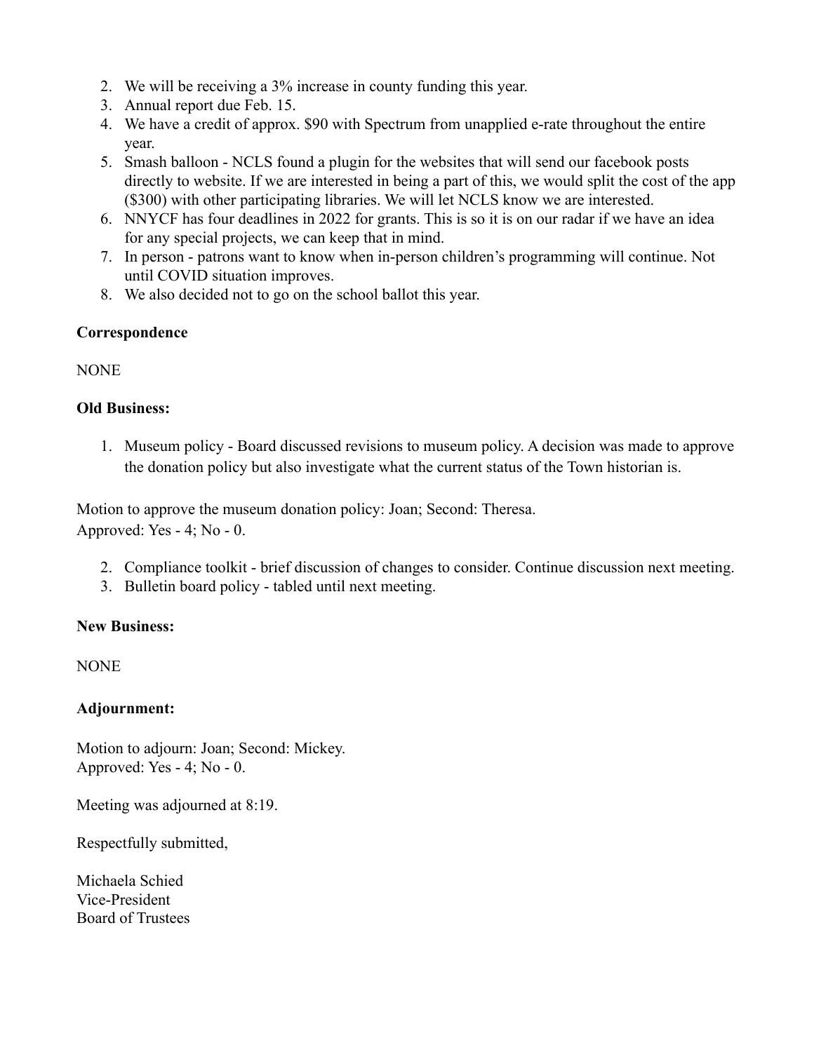2. We will be receiving a 3% increase in county funding this year.
3. Annual report due Feb. 15.
4. We have a credit of approx. $90 with Spectrum from unapplied e-rate throughout the entire year.
5. Smash balloon - NCLS found a plugin for the websites that will send our facebook posts directly to website. If we are interested in being a part of this, we would split the cost of the app ($300) with other participating libraries. We will let NCLS know we are interested.
6. NNYCF has four deadlines in 2022 for grants. This is so it is on our radar if we have an idea for any special projects, we can keep that in mind.
7. In person - patrons want to know when in-person children's programming will continue. Not until COVID situation improves.
8. We also decided not to go on the school ballot this year.

**Correspondence**

NONE

**Old Business:**

1. Museum policy - Board discussed revisions to museum policy. A decision was made to approve the donation policy but also investigate what the current status of the Town historian is.

Motion to approve the museum donation policy: Joan; Second: Theresa.
Approved: Yes - 4; No - 0.

2. Compliance toolkit - brief discussion of changes to consider. Continue discussion next meeting.
3. Bulletin board policy - tabled until next meeting.

**New Business:**

NONE

**Adjournment:**

Motion to adjourn: Joan; Second: Mickey.
Approved: Yes - 4; No - 0.

Meeting was adjourned at 8:19.

Respectfully submitted,

Michaela Schied
Vice-President
Board of Trustees